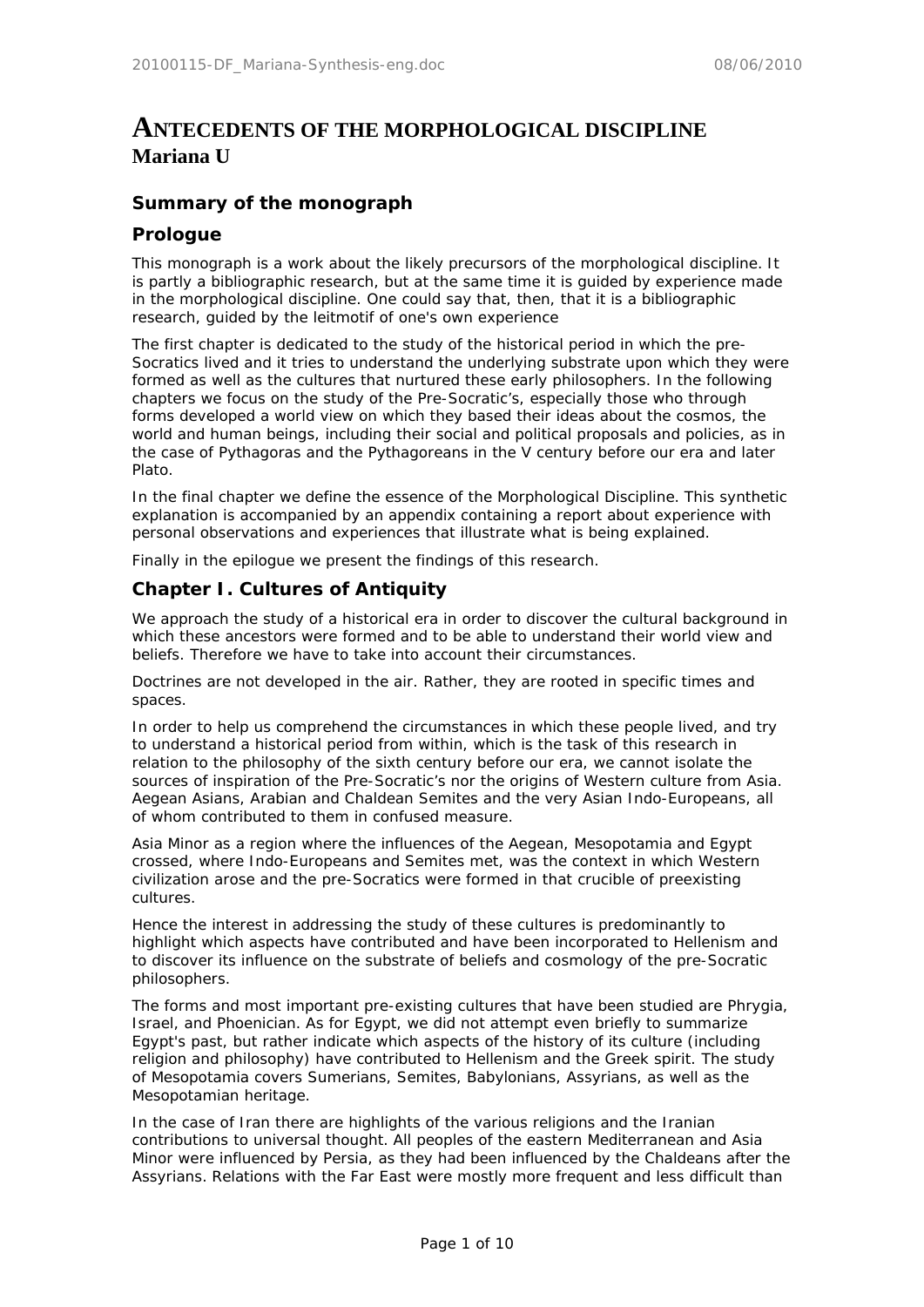# ANTECEDENTS OF THE MORPHOLOGICAL DISCIPLINE

## Mariana U

### Summary of the monograph

### Prologue

This monograph is a work about the likely precursors of the morphological discipline. It is partly a bibliographic research, but at the same time it is guided by experience made in the morphological discipline. One could say that, then, that it is a bibliographic research, guided by the leitmotif of one's own experience

The first chapter is dedicated to the study of the historical period in which the pre-Socratics lived and it tries to understand the underlying substrate upon which they were formed as well as the cultures that nurtured these early philosophers. In the following chapters we focus on the study of the Pre-Socratic's, especially those who through forms developed a world view on which they based their ideas about the cosmos, the world and human beings, including their social and political proposals and policies, as in the case of Pythagoras and the Pythagoreans in the V century before our era and later Plato.

In the final chapter we define the essence of the Morphological Discipline. This synthetic explanation is accompanied by an appendix containing a report about experience with personal observations and experiences that illustrate what is being explained.

Finally in the epilogue we present the findings of this research.

### Chapter I. Cultures of Antiquity

We approach the study of a historical era in order to discover the cultural background in which these ancestors were formed and to be able to understand their world view and beliefs. Therefore we have to take into account their circumstances.

Doctrines are not developed in the air. Rather, they are rooted in specific times and spaces.

In order to help us comprehend the circumstances in which these people lived, and try to understand a historical period from within, which is the task of this research in relation to the philosophy of the sixth century before our era, we cannot isolate the sources of inspiration of the Pre-Socratic's nor the origins of Western culture from Asia. Aegean Asians, Arabian and Chaldean Semites and the very Asian Indo-Europeans, all of whom contributed to them in confused measure.

Asia Minor as a region where the influences of the Aegean, Mesopotamia and Egypt crossed, where Indo-Europeans and Semites met, was the context in which Western civilization arose and the pre-Socratics were formed in that crucible of preexisting cultures.

Hence the interest in addressing the study of these cultures is predominantly to highlight which aspects have contributed and have been incorporated to Hellenism and to discover its influence on the substrate of beliefs and cosmology of the pre-Socratic philosophers.

The forms and most important pre-existing cultures that have been studied are Phrygia, Israel, and Phoenician. As for Egypt, we did not attempt even briefly to summarize Egypt's past, but rather indicate which aspects of the history of its culture (including religion and philosophy) have contributed to Hellenism and the Greek spirit. The study of Mesopotamia covers Sumerians, Semites, Babylonians, Assyrians, as well as the Mesopotamian heritage.

In the case of Iran there are highlights of the various religions and the Iranian contributions to universal thought. All peoples of the eastern Mediterranean and Asia Minor were influenced by Persia, as they had been influenced by the Chaldeans after the Assyrians. Relations with the Far East were mostly more frequent and less difficult than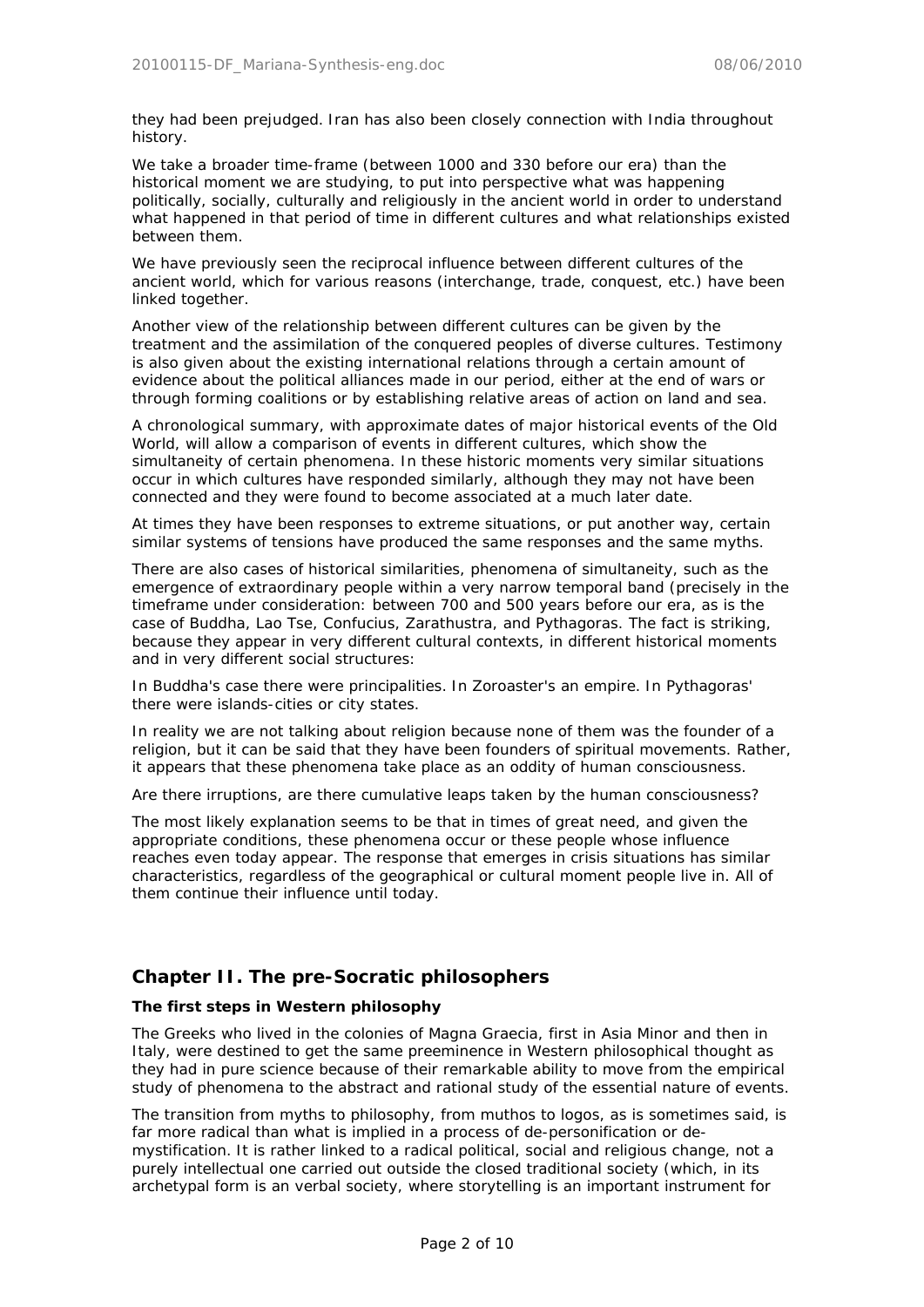they had been prejudged. Iran has also been closely connection with India throughout history.

We take a broader time-frame (between 1000 and 330 before our era) than the historical moment we are studying, to put into perspective what was happening politically, socially, culturally and religiously in the ancient world in order to understand what happened in that period of time in different cultures and what relationships existed between them.

We have previously seen the reciprocal influence between different cultures of the ancient world, which for various reasons (interchange, trade, conquest, etc.) have been linked together.

Another view of the relationship between different cultures can be given by the treatment and the assimilation of the conquered peoples of diverse cultures. Testimony is also given about the existing international relations through a certain amount of evidence about the political alliances made in our period, either at the end of wars or through forming coalitions or by establishing relative areas of action on land and sea.

A chronological summary, with approximate dates of major historical events of the Old World, will allow a comparison of events in different cultures, which show the simultaneity of certain phenomena. In these historic moments very similar situations occur in which cultures have responded similarly, although they may not have been connected and they were found to become associated at a much later date.

At times they have been responses to extreme situations, or put another way, certain similar systems of tensions have produced the same responses and the same myths.

There are also cases of historical similarities, phenomena of simultaneity, such as the emergence of extraordinary people within a very narrow temporal band (precisely in the timeframe under consideration: between 700 and 500 years before our era, as is the case of Buddha, Lao Tse, Confucius, Zarathustra, and Pythagoras. The fact is striking, because they appear in very different cultural contexts, in different historical moments and in very different social structures:

In Buddha's case there were principalities. In Zoroaster's an empire. In Pythagoras' there were islands-cities or city states.

In reality we are not talking about religion because none of them was the founder of a religion, but it can be said that they have been founders of spiritual movements. Rather, it appears that these phenomena take place as an oddity of human consciousness.

Are there irruptions, are there cumulative leaps taken by the human consciousness?

The most likely explanation seems to be that in times of great need, and given the appropriate conditions, these phenomena occur or these people whose influence reaches even today appear. The response that emerges in crisis situations has similar characteristics, regardless of the geographical or cultural moment people live in. All of them continue their influence until today.

## Chapter II. The pre-Socratic philosophers

### The first steps in Western philosophy

The Greeks who lived in the colonies of Magna Graecia, first in Asia Minor and then in Italy, were destined to get the same preeminence in Western philosophical thought as they had in pure science because of their remarkable ability to move from the empirical study of phenomena to the abstract and rational study of the essential nature of events.

The transition from myths to philosophy, from muthos to logos, as is sometimes said, is far more radical than what is implied in a process of de-personification or de-mystification. It is rather linked to a radical political, social and religious change, not a purely intellectual one carried out outside the closed traditional society (which, in its archetypal form is an verbal society, where storytelling is an important instrument for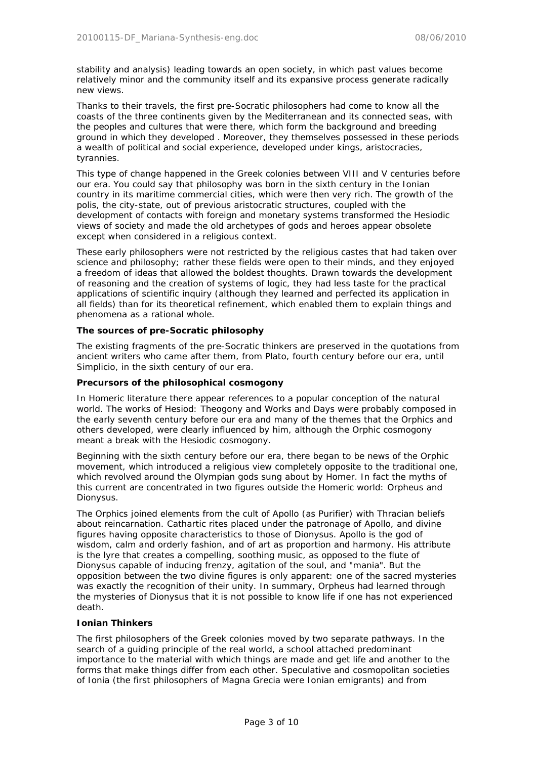stability and analysis) leading towards an open society, in which past values become relatively minor and the community itself and its expansive process generate radically new views.

Thanks to their travels, the first pre-Socratic philosophers had come to know all the coasts of the three continents given by the Mediterranean and its connected seas, with the peoples and cultures that were there, which form the background and breeding ground in which they developed . Moreover, they themselves possessed in these periods a wealth of political and social experience, developed under kings, aristocracies, tyrannies.

This type of change happened in the Greek colonies between VIII and V centuries before our era. You could say that philosophy was born in the sixth century in the Ionian country in its maritime commercial cities, which were then very rich. The growth of the polis, the city-state, out of previous aristocratic structures, coupled with the development of contacts with foreign and monetary systems transformed the Hesiodic views of society and made the old archetypes of gods and heroes appear obsolete except when considered in a religious context.

These early philosophers were not restricted by the religious castes that had taken over science and philosophy; rather these fields were open to their minds, and they enjoyed a freedom of ideas that allowed the boldest thoughts. Drawn towards the development of reasoning and the creation of systems of logic, they had less taste for the practical applications of scientific inquiry (although they learned and perfected its application in all fields) than for its theoretical refinement, which enabled them to explain things and phenomena as a rational whole.

**The sources of pre-Socratic philosophy**

The existing fragments of the pre-Socratic thinkers are preserved in the quotations from ancient writers who came after them, from Plato, fourth century before our era, until Simplicio, in the sixth century of our era.

**Precursors of the philosophical cosmogony**

In Homeric literature there appear references to a popular conception of the natural world. The works of Hesiod: Theogony and Works and Days were probably composed in the early seventh century before our era and many of the themes that the Orphics and others developed, were clearly influenced by him, although the Orphic cosmogony meant a break with the Hesiodic cosmogony.

Beginning with the sixth century before our era, there began to be news of the Orphic movement, which introduced a religious view completely opposite to the traditional one, which revolved around the Olympian gods sung about by Homer. In fact the myths of this current are concentrated in two figures outside the Homeric world: Orpheus and Dionysus.

The Orphics joined elements from the cult of Apollo (as Purifier) with Thracian beliefs about reincarnation. Cathartic rites placed under the patronage of Apollo, and divine figures having opposite characteristics to those of Dionysus. Apollo is the god of wisdom, calm and orderly fashion, and of art as proportion and harmony. His attribute is the lyre that creates a compelling, soothing music, as opposed to the flute of Dionysus capable of inducing frenzy, agitation of the soul, and "mania". But the opposition between the two divine figures is only apparent: one of the sacred mysteries was exactly the recognition of their unity. In summary, Orpheus had learned through the mysteries of Dionysus that it is not possible to know life if one has not experienced death.

**Ionian Thinkers**

The first philosophers of the Greek colonies moved by two separate pathways. In the search of a guiding principle of the real world, a school attached predominant importance to the material with which things are made and get life and another to the forms that make things differ from each other. Speculative and cosmopolitan societies of Ionia (the first philosophers of Magna Grecia were Ionian emigrants) and from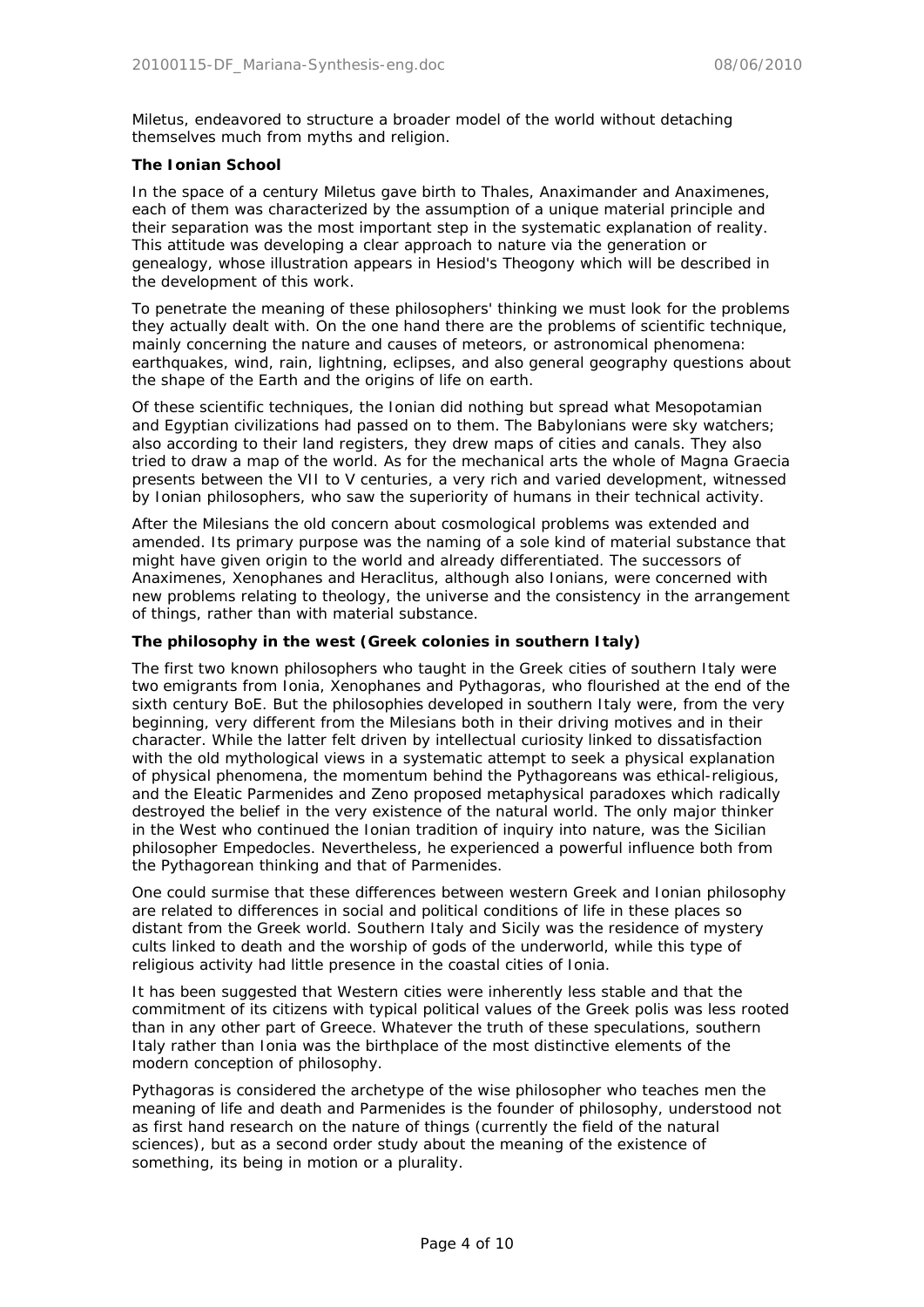Miletus, endeavored to structure a broader model of the world without detaching themselves much from myths and religion.

**The Ionian School**

In the space of a century Miletus gave birth to Thales, Anaximander and Anaximenes, each of them was characterized by the assumption of a unique material principle and their separation was the most important step in the systematic explanation of reality. This attitude was developing a clear approach to nature via the generation or genealogy, whose illustration appears in Hesiod's Theogony which will be described in the development of this work.

To penetrate the meaning of these philosophers' thinking we must look for the problems they actually dealt with. On the one hand there are the problems of scientific technique, mainly concerning the nature and causes of meteors, or astronomical phenomena: earthquakes, wind, rain, lightning, eclipses, and also general geography questions about the shape of the Earth and the origins of life on earth.

Of these scientific techniques, the Ionian did nothing but spread what Mesopotamian and Egyptian civilizations had passed on to them. The Babylonians were sky watchers; also according to their land registers, they drew maps of cities and canals. They also tried to draw a map of the world. As for the mechanical arts the whole of Magna Graecia presents between the VII to V centuries, a very rich and varied development, witnessed by Ionian philosophers, who saw the superiority of humans in their technical activity.

After the Milesians the old concern about cosmological problems was extended and amended. Its primary purpose was the naming of a sole kind of material substance that might have given origin to the world and already differentiated. The successors of Anaximenes, Xenophanes and Heraclitus, although also Ionians, were concerned with new problems relating to theology, the universe and the consistency in the arrangement of things, rather than with material substance.

**The philosophy in the west (Greek colonies in southern Italy)**

The first two known philosophers who taught in the Greek cities of southern Italy were two emigrants from Ionia, Xenophanes and Pythagoras, who flourished at the end of the sixth century BoE. But the philosophies developed in southern Italy were, from the very beginning, very different from the Milesians both in their driving motives and in their character. While the latter felt driven by intellectual curiosity linked to dissatisfaction with the old mythological views in a systematic attempt to seek a physical explanation of physical phenomena, the momentum behind the Pythagoreans was ethical-religious, and the Eleatic Parmenides and Zeno proposed metaphysical paradoxes which radically destroyed the belief in the very existence of the natural world. The only major thinker in the West who continued the Ionian tradition of inquiry into nature, was the Sicilian philosopher Empedocles. Nevertheless, he experienced a powerful influence both from the Pythagorean thinking and that of Parmenides.

One could surmise that these differences between western Greek and Ionian philosophy are related to differences in social and political conditions of life in these places so distant from the Greek world. Southern Italy and Sicily was the residence of mystery cults linked to death and the worship of gods of the underworld, while this type of religious activity had little presence in the coastal cities of Ionia.

It has been suggested that Western cities were inherently less stable and that the commitment of its citizens with typical political values of the Greek polis was less rooted than in any other part of Greece. Whatever the truth of these speculations, southern Italy rather than Ionia was the birthplace of the most distinctive elements of the modern conception of philosophy.

Pythagoras is considered the archetype of the wise philosopher who teaches men the meaning of life and death and Parmenides is the founder of philosophy, understood not as first hand research on the nature of things (currently the field of the natural sciences), but as a second order study about the meaning of the existence of something, its being in motion or a plurality.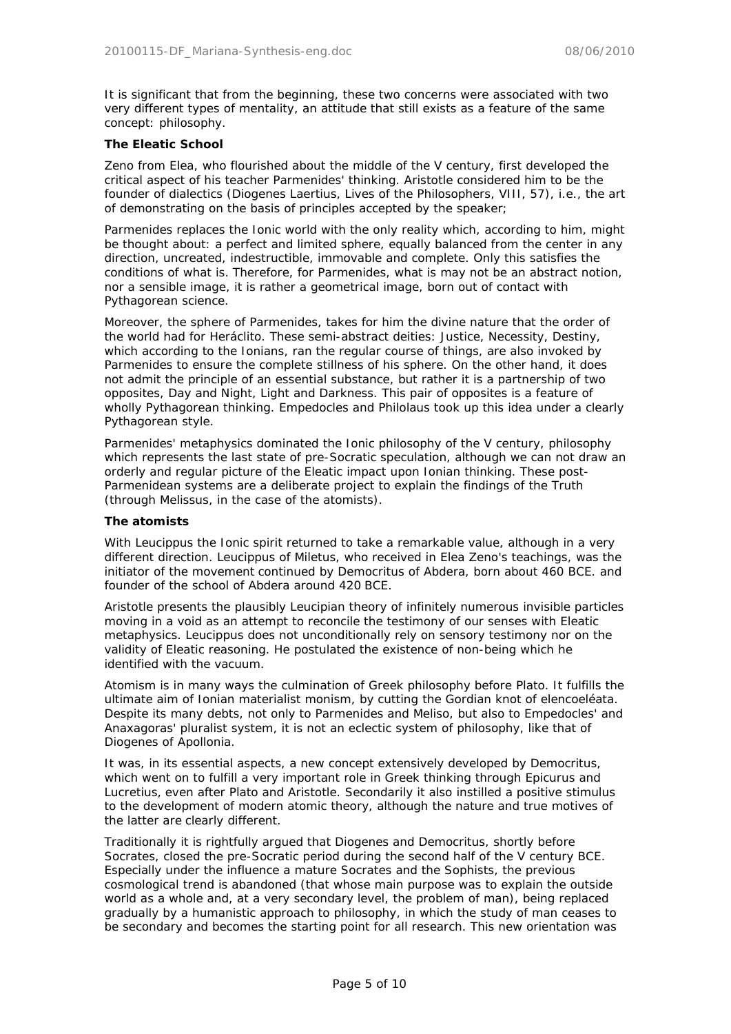It is significant that from the beginning, these two concerns were associated with two very different types of mentality, an attitude that still exists as a feature of the same concept: philosophy.

**The Eleatic School**

Zeno from Elea, who flourished about the middle of the V century, first developed the critical aspect of his teacher Parmenides' thinking. Aristotle considered him to be the founder of dialectics (Diogenes Laertius, Lives of the Philosophers, VIII, 57), i.e., the art of demonstrating on the basis of principles accepted by the speaker;

Parmenides replaces the Ionic world with the only reality which, according to him, might be thought about: a perfect and limited sphere, equally balanced from the center in any direction, uncreated, indestructible, immovable and complete. Only this satisfies the conditions of what is. Therefore, for Parmenides, what is may not be an abstract notion, nor a sensible image, it is rather a geometrical image, born out of contact with Pythagorean science.

Moreover, the sphere of Parmenides, takes for him the divine nature that the order of the world had for Heráclito. These semi-abstract deities: Justice, Necessity, Destiny, which according to the Ionians, ran the regular course of things, are also invoked by Parmenides to ensure the complete stillness of his sphere. On the other hand, it does not admit the principle of an essential substance, but rather it is a partnership of two opposites, Day and Night, Light and Darkness. This pair of opposites is a feature of wholly Pythagorean thinking. Empedocles and Philolaus took up this idea under a clearly Pythagorean style.

Parmenides' metaphysics dominated the Ionic philosophy of the V century, philosophy which represents the last state of pre-Socratic speculation, although we can not draw an orderly and regular picture of the Eleatic impact upon Ionian thinking. These post-Parmenidean systems are a deliberate project to explain the findings of the Truth (through Melissus, in the case of the atomists).

**The atomists**

With Leucippus the Ionic spirit returned to take a remarkable value, although in a very different direction. Leucippus of Miletus, who received in Elea Zeno's teachings, was the initiator of the movement continued by Democritus of Abdera, born about 460 BCE. and founder of the school of Abdera around 420 BCE.

Aristotle presents the plausibly Leucipian theory of infinitely numerous invisible particles moving in a void as an attempt to reconcile the testimony of our senses with Eleatic metaphysics. Leucippus does not unconditionally rely on sensory testimony nor on the validity of Eleatic reasoning. He postulated the existence of non-being which he identified with the vacuum.

Atomism is in many ways the culmination of Greek philosophy before Plato. It fulfills the ultimate aim of Ionian materialist monism, by cutting the Gordian knot of elencoeléata. Despite its many debts, not only to Parmenides and Meliso, but also to Empedocles' and Anaxagoras' pluralist system, it is not an eclectic system of philosophy, like that of Diogenes of Apollonia.

It was, in its essential aspects, a new concept extensively developed by Democritus, which went on to fulfill a very important role in Greek thinking through Epicurus and Lucretius, even after Plato and Aristotle. Secondarily it also instilled a positive stimulus to the development of modern atomic theory, although the nature and true motives of the latter are clearly different.

Traditionally it is rightfully argued that Diogenes and Democritus, shortly before Socrates, closed the pre-Socratic period during the second half of the V century BCE. Especially under the influence a mature Socrates and the Sophists, the previous cosmological trend is abandoned (that whose main purpose was to explain the outside world as a whole and, at a very secondary level, the problem of man), being replaced gradually by a humanistic approach to philosophy, in which the study of man ceases to be secondary and becomes the starting point for all research. This new orientation was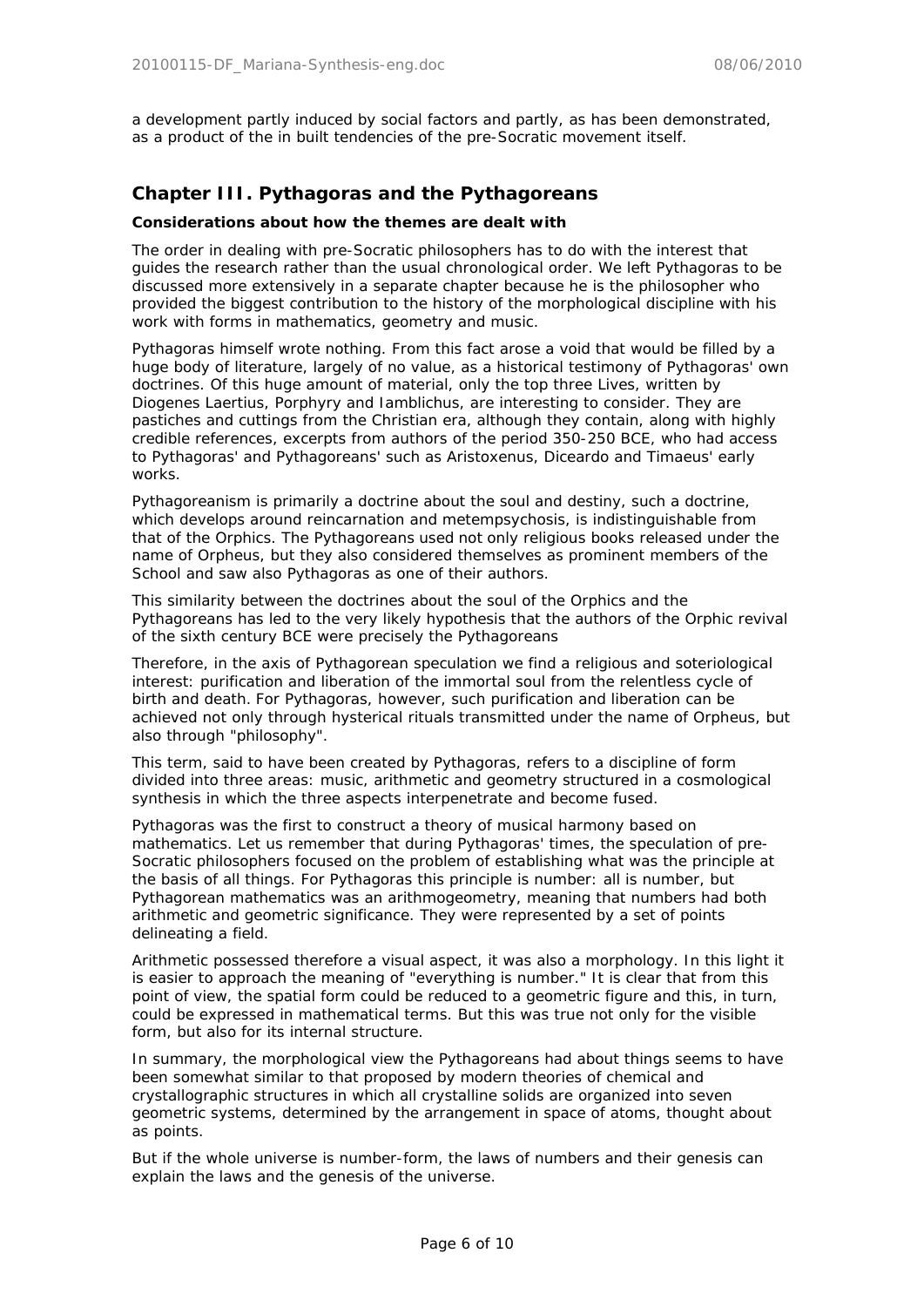a development partly induced by social factors and partly, as has been demonstrated, as a product of the in built tendencies of the pre-Socratic movement itself.

## Chapter III. Pythagoras and the Pythagoreans

**Considerations about how the themes are dealt with**

The order in dealing with pre-Socratic philosophers has to do with the interest that guides the research rather than the usual chronological order. We left Pythagoras to be discussed more extensively in a separate chapter because he is the philosopher who provided the biggest contribution to the history of the morphological discipline with his work with forms in mathematics, geometry and music.

Pythagoras himself wrote nothing. From this fact arose a void that would be filled by a huge body of literature, largely of no value, as a historical testimony of Pythagoras' own doctrines. Of this huge amount of material, only the top three Lives, written by Diogenes Laertius, Porphyry and Iamblichus, are interesting to consider. They are pastiches and cuttings from the Christian era, although they contain, along with highly credible references, excerpts from authors of the period 350-250 BCE, who had access to Pythagoras' and Pythagoreans' such as Aristoxenus, Diceardo and Timaeus' early works.

Pythagoreanism is primarily a doctrine about the soul and destiny, such a doctrine, which develops around reincarnation and metempsychosis, is indistinguishable from that of the Orphics. The Pythagoreans used not only religious books released under the name of Orpheus, but they also considered themselves as prominent members of the School and saw also Pythagoras as one of their authors.

This similarity between the doctrines about the soul of the Orphics and the Pythagoreans has led to the very likely hypothesis that the authors of the Orphic revival of the sixth century BCE were precisely the Pythagoreans

Therefore, in the axis of Pythagorean speculation we find a religious and soteriological interest: purification and liberation of the immortal soul from the relentless cycle of birth and death. For Pythagoras, however, such purification and liberation can be achieved not only through hysterical rituals transmitted under the name of Orpheus, but also through "philosophy".

This term, said to have been created by Pythagoras, refers to a discipline of form divided into three areas: music, arithmetic and geometry structured in a cosmological synthesis in which the three aspects interpenetrate and become fused.

Pythagoras was the first to construct a theory of musical harmony based on mathematics. Let us remember that during Pythagoras' times, the speculation of pre-Socratic philosophers focused on the problem of establishing what was the principle at the basis of all things. For Pythagoras this principle is number: all is number, but Pythagorean mathematics was an arithmogeometry, meaning that numbers had both arithmetic and geometric significance. They were represented by a set of points delineating a field.

Arithmetic possessed therefore a visual aspect, it was also a morphology. In this light it is easier to approach the meaning of "everything is number." It is clear that from this point of view, the spatial form could be reduced to a geometric figure and this, in turn, could be expressed in mathematical terms. But this was true not only for the visible form, but also for its internal structure.

In summary, the morphological view the Pythagoreans had about things seems to have been somewhat similar to that proposed by modern theories of chemical and crystallographic structures in which all crystalline solids are organized into seven geometric systems, determined by the arrangement in space of atoms, thought about as points.

But if the whole universe is number-form, the laws of numbers and their genesis can explain the laws and the genesis of the universe.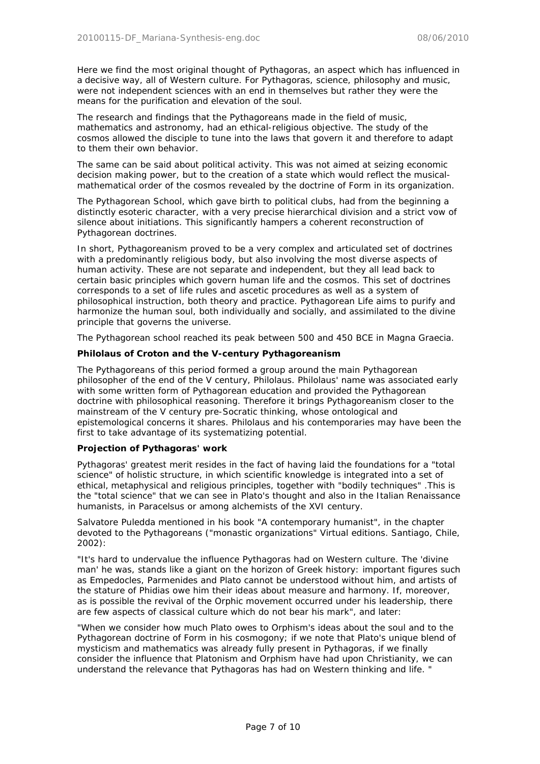Here we find the most original thought of Pythagoras, an aspect which has influenced in a decisive way, all of Western culture. For Pythagoras, science, philosophy and music, were not independent sciences with an end in themselves but rather they were the means for the purification and elevation of the soul.

The research and findings that the Pythagoreans made in the field of music, mathematics and astronomy, had an ethical-religious objective. The study of the cosmos allowed the disciple to tune into the laws that govern it and therefore to adapt to them their own behavior.

The same can be said about political activity. This was not aimed at seizing economic decision making power, but to the creation of a state which would reflect the musical-mathematical order of the cosmos revealed by the doctrine of Form in its organization.

The Pythagorean School, which gave birth to political clubs, had from the beginning a distinctly esoteric character, with a very precise hierarchical division and a strict vow of silence about initiations. This significantly hampers a coherent reconstruction of Pythagorean doctrines.

In short, Pythagoreanism proved to be a very complex and articulated set of doctrines with a predominantly religious body, but also involving the most diverse aspects of human activity. These are not separate and independent, but they all lead back to certain basic principles which govern human life and the cosmos. This set of doctrines corresponds to a set of life rules and ascetic procedures as well as a system of philosophical instruction, both theory and practice. Pythagorean Life aims to purify and harmonize the human soul, both individually and socially, and assimilated to the divine principle that governs the universe.

The Pythagorean school reached its peak between 500 and 450 BCE in Magna Graecia.

**Philolaus of Croton and the V-century Pythagoreanism**

The Pythagoreans of this period formed a group around the main Pythagorean philosopher of the end of the V century, Philolaus. Philolaus' name was associated early with some written form of Pythagorean education and provided the Pythagorean doctrine with philosophical reasoning. Therefore it brings Pythagoreanism closer to the mainstream of the V century pre-Socratic thinking, whose ontological and epistemological concerns it shares. Philolaus and his contemporaries may have been the first to take advantage of its systematizing potential.

**Projection of Pythagoras' work**

Pythagoras' greatest merit resides in the fact of having laid the foundations for a "total science" of holistic structure, in which scientific knowledge is integrated into a set of ethical, metaphysical and religious principles, together with "bodily techniques" .This is the "total science" that we can see in Plato's thought and also in the Italian Renaissance humanists, in Paracelsus or among alchemists of the XVI century.

Salvatore Puledda mentioned in his book "A contemporary humanist", in the chapter devoted to the Pythagoreans ("monastic organizations" Virtual editions. Santiago, Chile, 2002):

"It's hard to undervalue the influence Pythagoras had on Western culture. The 'divine man' he was, stands like a giant on the horizon of Greek history: important figures such as Empedocles, Parmenides and Plato cannot be understood without him, and artists of the stature of Phidias owe him their ideas about measure and harmony. If, moreover, as is possible the revival of the Orphic movement occurred under his leadership, there are few aspects of classical culture which do not bear his mark", and later:

"When we consider how much Plato owes to Orphism's ideas about the soul and to the Pythagorean doctrine of Form in his cosmogony; if we note that Plato's unique blend of mysticism and mathematics was already fully present in Pythagoras, if we finally consider the influence that Platonism and Orphism have had upon Christianity, we can understand the relevance that Pythagoras has had on Western thinking and life. "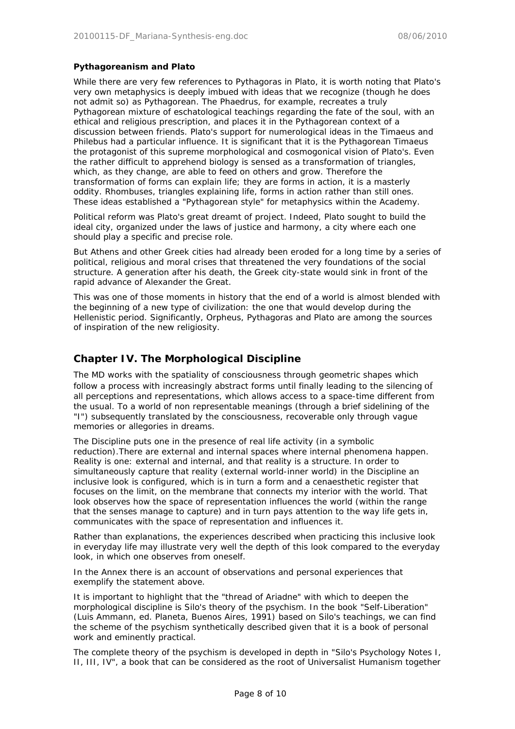**Pythagoreanism and Plato**

While there are very few references to Pythagoras in Plato, it is worth noting that Plato's very own metaphysics is deeply imbued with ideas that we recognize (though he does not admit so) as Pythagorean. The Phaedrus, for example, recreates a truly Pythagorean mixture of eschatological teachings regarding the fate of the soul, with an ethical and religious prescription, and places it in the Pythagorean context of a discussion between friends. Plato's support for numerological ideas in the Timaeus and Philebus had a particular influence. It is significant that it is the Pythagorean Timaeus the protagonist of this supreme morphological and cosmogonical vision of Plato's. Even the rather difficult to apprehend biology is sensed as a transformation of triangles, which, as they change, are able to feed on others and grow. Therefore the transformation of forms can explain life; they are forms in action, it is a masterly oddity. Rhombuses, triangles explaining life, forms in action rather than still ones. These ideas established a "Pythagorean style" for metaphysics within the Academy.

Political reform was Plato's great dreamt of project. Indeed, Plato sought to build the ideal city, organized under the laws of justice and harmony, a city where each one should play a specific and precise role.

But Athens and other Greek cities had already been eroded for a long time by a series of political, religious and moral crises that threatened the very foundations of the social structure. A generation after his death, the Greek city-state would sink in front of the rapid advance of Alexander the Great.

This was one of those moments in history that the end of a world is almost blended with the beginning of a new type of civilization: the one that would develop during the Hellenistic period. Significantly, Orpheus, Pythagoras and Plato are among the sources of inspiration of the new religiosity.

## Chapter IV. The Morphological Discipline

The MD works with the spatiality of consciousness through geometric shapes which follow a process with increasingly abstract forms until finally leading to the silencing of all perceptions and representations, which allows access to a space-time different from the usual. To a world of non representable meanings (through a brief sidelining of the "I") subsequently translated by the consciousness, recoverable only through vague memories or allegories in dreams.

The Discipline puts one in the presence of real life activity (in a symbolic reduction).There are external and internal spaces where internal phenomena happen. Reality is one: external and internal, and that reality is a structure. In order to simultaneously capture that reality (external world-inner world) in the Discipline an inclusive look is configured, which is in turn a form and a cenaesthetic register that focuses on the limit, on the membrane that connects my interior with the world. That look observes how the space of representation influences the world (within the range that the senses manage to capture) and in turn pays attention to the way life gets in, communicates with the space of representation and influences it.

Rather than explanations, the experiences described when practicing this inclusive look in everyday life may illustrate very well the depth of this look compared to the everyday look, in which one observes from oneself.

In the Annex there is an account of observations and personal experiences that exemplify the statement above.

It is important to highlight that the "thread of Ariadne" with which to deepen the morphological discipline is Silo's theory of the psychism. In the book "Self-Liberation" (Luis Ammann, ed. Planeta, Buenos Aires, 1991) based on Silo's teachings, we can find the scheme of the psychism synthetically described given that it is a book of personal work and eminently practical.

The complete theory of the psychism is developed in depth in "Silo's Psychology Notes I, II, III, IV", a book that can be considered as the root of Universalist Humanism together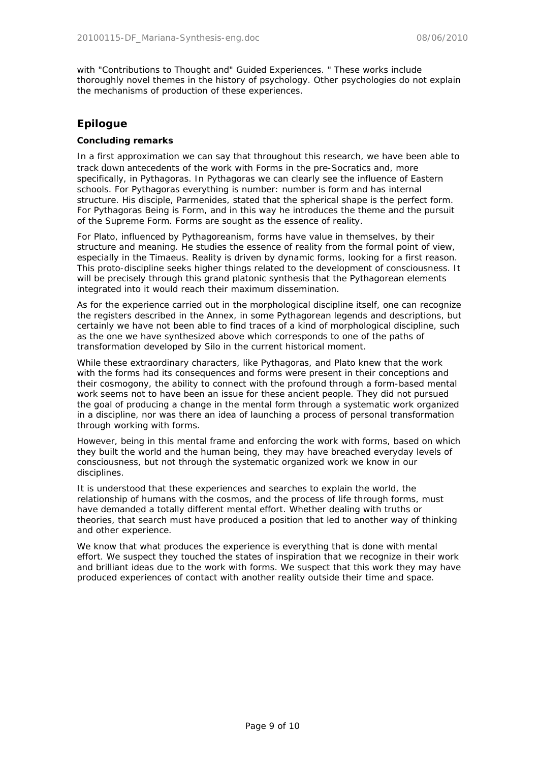with "Contributions to Thought and" Guided Experiences. " These works include thoroughly novel themes in the history of psychology. Other psychologies do not explain the mechanisms of production of these experiences.

## Epilogue

### Concluding remarks

In a first approximation we can say that throughout this research, we have been able to track down antecedents of the work with Forms in the pre-Socratics and, more specifically, in Pythagoras. In Pythagoras we can clearly see the influence of Eastern schools. For Pythagoras everything is number: number is form and has internal structure. His disciple, Parmenides, stated that the spherical shape is the perfect form. For Pythagoras Being is Form, and in this way he introduces the theme and the pursuit of the Supreme Form. Forms are sought as the essence of reality.

For Plato, influenced by Pythagoreanism, forms have value in themselves, by their structure and meaning. He studies the essence of reality from the formal point of view, especially in the Timaeus. Reality is driven by dynamic forms, looking for a first reason. This proto-discipline seeks higher things related to the development of consciousness. It will be precisely through this grand platonic synthesis that the Pythagorean elements integrated into it would reach their maximum dissemination.

As for the experience carried out in the morphological discipline itself, one can recognize the registers described in the Annex, in some Pythagorean legends and descriptions, but certainly we have not been able to find traces of a kind of morphological discipline, such as the one we have synthesized above which corresponds to one of the paths of transformation developed by Silo in the current historical moment.

While these extraordinary characters, like Pythagoras, and Plato knew that the work with the forms had its consequences and forms were present in their conceptions and their cosmogony, the ability to connect with the profound through a form-based mental work seems not to have been an issue for these ancient people. They did not pursued the goal of producing a change in the mental form through a systematic work organized in a discipline, nor was there an idea of launching a process of personal transformation through working with forms.

However, being in this mental frame and enforcing the work with forms, based on which they built the world and the human being, they may have breached everyday levels of consciousness, but not through the systematic organized work we know in our disciplines.

It is understood that these experiences and searches to explain the world, the relationship of humans with the cosmos, and the process of life through forms, must have demanded a totally different mental effort. Whether dealing with truths or theories, that search must have produced a position that led to another way of thinking and other experience.

We know that what produces the experience is everything that is done with mental effort. We suspect they touched the states of inspiration that we recognize in their work and brilliant ideas due to the work with forms. We suspect that this work they may have produced experiences of contact with another reality outside their time and space.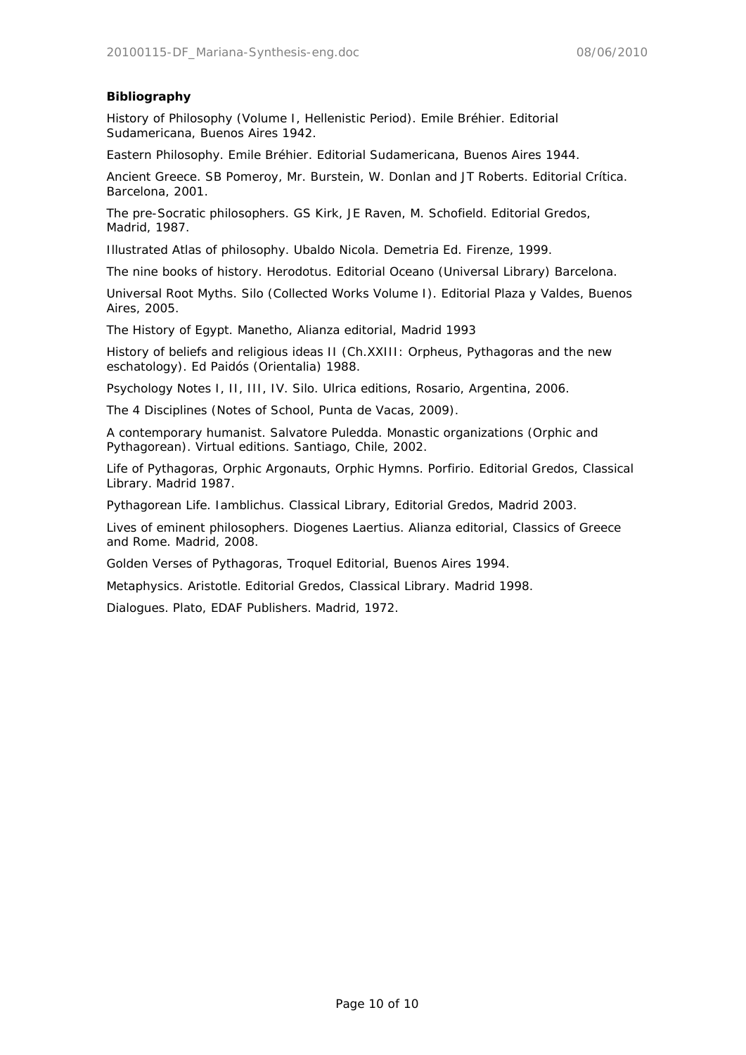**Bibliography**

History of Philosophy (Volume I, Hellenistic Period). Emile Bréhier. Editorial Sudamericana, Buenos Aires 1942.

Eastern Philosophy. Emile Bréhier. Editorial Sudamericana, Buenos Aires 1944.

Ancient Greece. SB Pomeroy, Mr. Burstein, W. Donlan and JT Roberts. Editorial Crítica. Barcelona, 2001.

The pre-Socratic philosophers. GS Kirk, JE Raven, M. Schofield. Editorial Gredos, Madrid, 1987.

Illustrated Atlas of philosophy. Ubaldo Nicola. Demetria Ed. Firenze, 1999.

The nine books of history. Herodotus. Editorial Oceano (Universal Library) Barcelona.

Universal Root Myths. Silo (Collected Works Volume I). Editorial Plaza y Valdes, Buenos Aires, 2005.

The History of Egypt. Manetho, Alianza editorial, Madrid 1993

History of beliefs and religious ideas II (Ch.XXIII: Orpheus, Pythagoras and the new eschatology). Ed Paidós (Orientalia) 1988.

Psychology Notes I, II, III, IV. Silo. Ulrica editions, Rosario, Argentina, 2006.

The 4 Disciplines (Notes of School, Punta de Vacas, 2009).

A contemporary humanist. Salvatore Puledda. Monastic organizations (Orphic and Pythagorean). Virtual editions. Santiago, Chile, 2002.

Life of Pythagoras, Orphic Argonauts, Orphic Hymns. Porfirio. Editorial Gredos, Classical Library. Madrid 1987.

Pythagorean Life. Iamblichus. Classical Library, Editorial Gredos, Madrid 2003.

Lives of eminent philosophers. Diogenes Laertius. Alianza editorial, Classics of Greece and Rome. Madrid, 2008.

Golden Verses of Pythagoras, Troquel Editorial, Buenos Aires 1994.

Metaphysics. Aristotle. Editorial Gredos, Classical Library. Madrid 1998.

Dialogues. Plato, EDAF Publishers. Madrid, 1972.